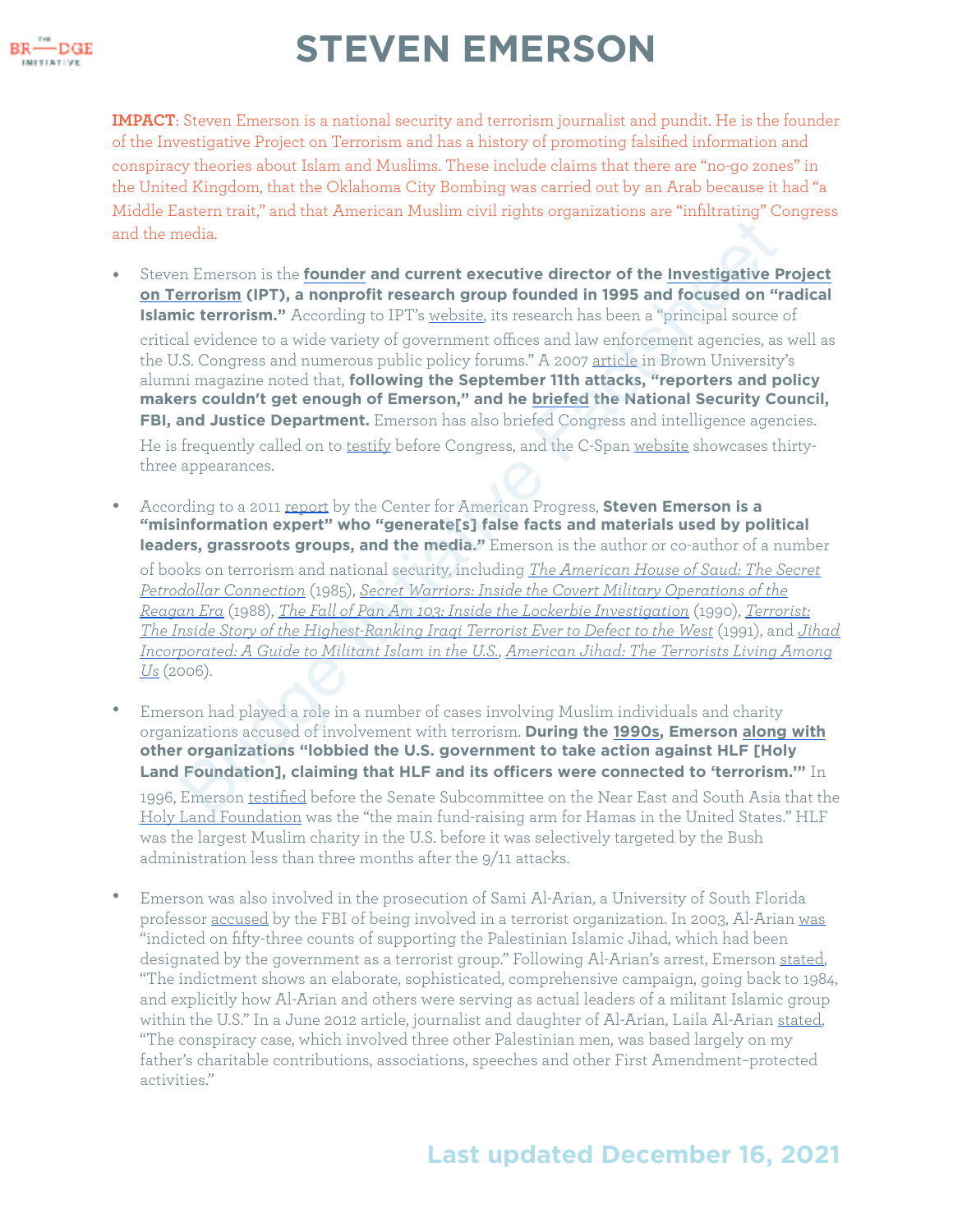# STEVEN EMERSON

**IMPACT**: Steven Emerson is a national security and terrorism journalist and pundit. He is the founder of the Investigative Project on Terrorism and has a history of promoting falsified information and conspiracy theories about Islam and Muslims. These include claims that there are "no-go zones" in the United Kingdom, that the Oklahoma City Bombing was carried out by an Arab because it had "a Middle Eastern trait," and that American Muslim civil rights organizations are "infiltrating" Congress and the media.

- Steven Emerson is the **founder and current executive director of the Investigative Project on Terrorism (IPT), a nonprofit research group founded in 1995 and focused on "radical Islamic terrorism."** According to IPT's website, its research has been a "principal source of critical evidence to a wide variety of government offices and law enforcement agencies, as well as the U.S. Congress and numerous public policy forums." A 2007 article in Brown University's alumni magazine noted that, **following the September 11th attacks, "reporters and policy makers couldn't get enough of Emerson," and he briefed the National Security Council, FBI, and Justice Department.** Emerson has also briefed Congress and intelligence agencies. He is frequently called on to testify before Congress, and the C-Span website showcases thirty-three appearances.

- According to a 2011 report by the Center for American Progress, **Steven Emerson is a "misinformation expert" who "generate[s] false facts and materials used by political leaders, grassroots groups, and the media."** Emerson is the author or co-author of a number of books on terrorism and national security, including *The American House of Saud: The Secret Petrodollar Connection* (1985), *Secret Warriors: Inside the Covert Military Operations of the Reagan Era* (1988), *The Fall of Pan Am 103: Inside the Lockerbie Investigation* (1990), *Terrorist: The Inside Story of the Highest-Ranking Iraqi Terrorist Ever to Defect to the West* (1991), and *Jihad Incorporated: A Guide to Militant Islam in the U.S.*, *American Jihad: The Terrorists Living Among Us* (2006).

- Emerson had played a role in a number of cases involving Muslim individuals and charity organizations accused of involvement with terrorism. **During the 1990s, Emerson along with other organizations "lobbied the U.S. government to take action against HLF [Holy Land Foundation], claiming that HLF and its officers were connected to 'terrorism.'"** In 1996, Emerson testified before the Senate Subcommittee on the Near East and South Asia that the Holy Land Foundation was the "the main fund-raising arm for Hamas in the United States." HLF was the largest Muslim charity in the U.S. before it was selectively targeted by the Bush administration less than three months after the 9/11 attacks.

- Emerson was also involved in the prosecution of Sami Al-Arian, a University of South Florida professor accused by the FBI of being involved in a terrorist organization. In 2003, Al-Arian was "indicted on fifty-three counts of supporting the Palestinian Islamic Jihad, which had been designated by the government as a terrorist group." Following Al-Arian's arrest, Emerson stated, "The indictment shows an elaborate, sophisticated, comprehensive campaign, going back to 1984, and explicitly how Al-Arian and others were serving as actual leaders of a militant Islamic group within the U.S." In a June 2012 article, journalist and daughter of Al-Arian, Laila Al-Arian stated, "The conspiracy case, which involved three other Palestinian men, was based largely on my father's charitable contributions, associations, speeches and other First Amendment–protected activities."

**Last updated December 16, 2021**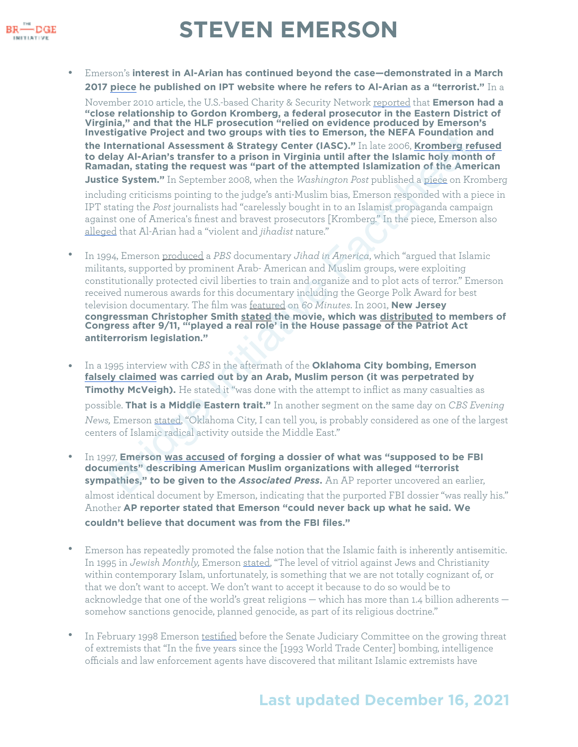# STEVEN EMERSON

- Emerson's **interest in Al-Arian has continued beyond the case—demonstrated in a March 2017 piece he published on IPT website where he refers to Al-Arian as a "terrorist."** In a November 2010 article, the U.S.-based Charity & Security Network reported that **Emerson had a "close relationship to Gordon Kromberg, a federal prosecutor in the Eastern District of Virginia," and that the HLF prosecution "relied on evidence produced by Emerson's Investigative Project and two groups with ties to Emerson, the NEFA Foundation and the International Assessment & Strategy Center (IASC)."** In late 2006, **Kromberg refused to delay Al-Arian's transfer to a prison in Virginia until after the Islamic holy month of Ramadan, stating the request was "part of the attempted Islamization of the American Justice System."** In September 2008, when the *Washington Post* published a piece on Kromberg including criticisms pointing to the judge's anti-Muslim bias, Emerson responded with a piece in IPT stating the *Post* journalists had "carelessly bought in to an Islamist propaganda campaign against one of America's finest and bravest prosecutors [Kromberg." In the piece, Emerson also alleged that Al-Arian had a "violent and *jihadist* nature."

- In 1994, Emerson produced a *PBS* documentary *Jihad in America*, which "argued that Islamic militants, supported by prominent Arab- American and Muslim groups, were exploiting constitutionally protected civil liberties to train and organize and to plot acts of terror." Emerson received numerous awards for this documentary including the George Polk Award for best television documentary. The film was featured on *60 Minutes*. In 2001, **New Jersey congressman Christopher Smith stated the movie, which was distributed to members of Congress after 9/11, "'played a real role' in the House passage of the Patriot Act antiterrorism legislation."**

- In a 1995 interview with *CBS* in the aftermath of the **Oklahoma City bombing, Emerson falsely claimed was carried out by an Arab, Muslim person (it was perpetrated by Timothy McVeigh).** He stated it "was done with the attempt to inflict as many casualties as possible. **That is a Middle Eastern trait."** In another segment on the same day on *CBS Evening News,* Emerson stated, "Oklahoma City, I can tell you, is probably considered as one of the largest centers of Islamic radical activity outside the Middle East."

- In 1997, **Emerson was accused of forging a dossier of what was "supposed to be FBI documents" describing American Muslim organizations with alleged "terrorist sympathies," to be given to the *Associated Press*.** An AP reporter uncovered an earlier, almost identical document by Emerson, indicating that the purported FBI dossier "was really his." Another **AP reporter stated that Emerson "could never back up what he said. We couldn't believe that document was from the FBI files."**

- Emerson has repeatedly promoted the false notion that the Islamic faith is inherently antisemitic. In 1995 in *Jewish Monthly,* Emerson stated, "The level of vitriol against Jews and Christianity within contemporary Islam, unfortunately, is something that we are not totally cognizant of, or that we don't want to accept. We don't want to accept it because to do so would be to acknowledge that one of the world's great religions — which has more than 1.4 billion adherents — somehow sanctions genocide, planned genocide, as part of its religious doctrine."

- In February 1998 Emerson testified before the Senate Judiciary Committee on the growing threat of extremists that "In the five years since the [1993 World Trade Center] bombing, intelligence officials and law enforcement agents have discovered that militant Islamic extremists have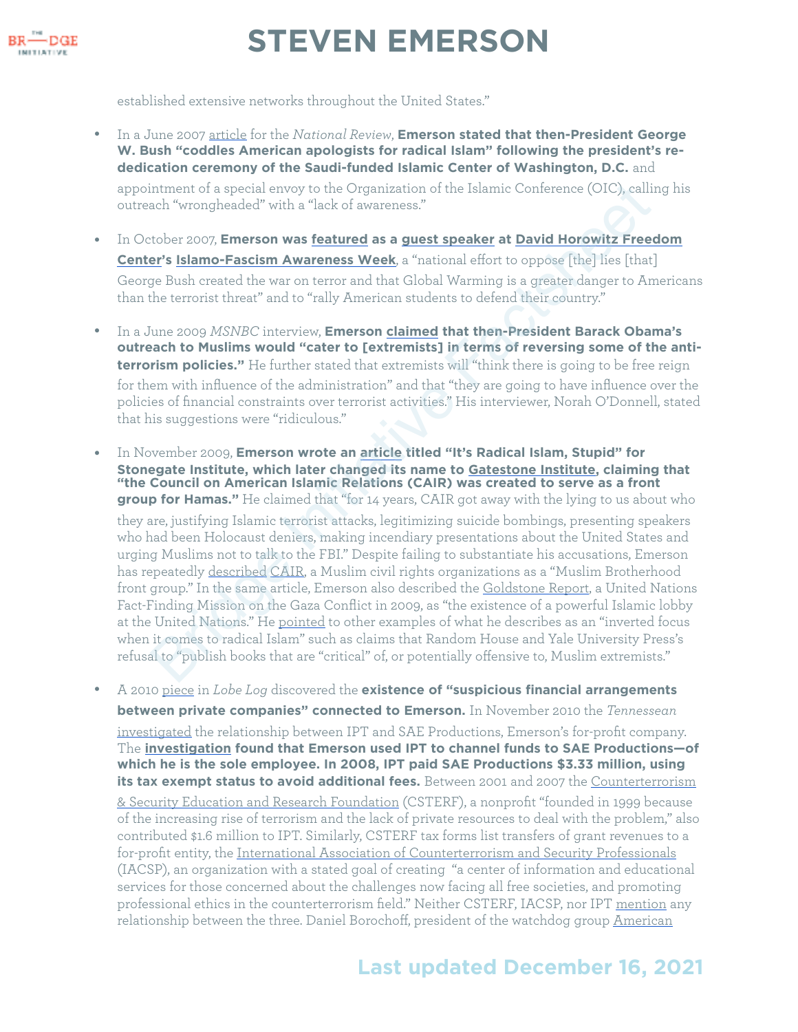established extensive networks throughout the United States."

- In a June 2007 article for the *National Review*, **Emerson stated that then-President George W. Bush "coddles American apologists for radical Islam" following the president's re-dedication ceremony of the Saudi-funded Islamic Center of Washington, D.C.** and appointment of a special envoy to the Organization of the Islamic Conference (OIC), calling his outreach "wrongheaded" with a "lack of awareness."

- In October 2007, **Emerson was featured as a guest speaker at David Horowitz Freedom Center's Islamo-Fascism Awareness Week**, a "national effort to oppose [the] lies [that] George Bush created the war on terror and that Global Warming is a greater danger to Americans than the terrorist threat" and to "rally American students to defend their country."

- In a June 2009 *MSNBC* interview, **Emerson claimed that then-President Barack Obama's outreach to Muslims would "cater to [extremists] in terms of reversing some of the anti-terrorism policies."** He further stated that extremists will "think there is going to be free reign for them with influence of the administration" and that "they are going to have influence over the policies of financial constraints over terrorist activities." His interviewer, Norah O'Donnell, stated that his suggestions were "ridiculous."

- In November 2009, **Emerson wrote an article titled "It's Radical Islam, Stupid" for Stonegate Institute, which later changed its name to Gatestone Institute, claiming that "the Council on American Islamic Relations (CAIR) was created to serve as a front group for Hamas."** He claimed that "for 14 years, CAIR got away with the lying to us about who they are, justifying Islamic terrorist attacks, legitimizing suicide bombings, presenting speakers who had been Holocaust deniers, making incendiary presentations about the United States and urging Muslims not to talk to the FBI." Despite failing to substantiate his accusations, Emerson has repeatedly described CAIR, a Muslim civil rights organizations as a "Muslim Brotherhood front group." In the same article, Emerson also described the Goldstone Report, a United Nations Fact-Finding Mission on the Gaza Conflict in 2009, as "the existence of a powerful Islamic lobby at the United Nations." He pointed to other examples of what he describes as an "inverted focus when it comes to radical Islam" such as claims that Random House and Yale University Press's refusal to "publish books that are "critical" of, or potentially offensive to, Muslim extremists."

- A 2010 piece in *Lobe Log* discovered the **existence of "suspicious financial arrangements between private companies" connected to Emerson.** In November 2010 the *Tennessean* investigated the relationship between IPT and SAE Productions, Emerson's for-profit company. The **investigation found that Emerson used IPT to channel funds to SAE Productions—of which he is the sole employee. In 2008, IPT paid SAE Productions $3.33 million, using its tax exempt status to avoid additional fees.** Between 2001 and 2007 the Counterterrorism & Security Education and Research Foundation (CSTERF), a nonprofit "founded in 1999 because of the increasing rise of terrorism and the lack of private resources to deal with the problem," also contributed $1.6 million to IPT. Similarly, CSTERF tax forms list transfers of grant revenues to a for-profit entity, the International Association of Counterterrorism and Security Professionals (IACSP), an organization with a stated goal of creating "a center of information and educational services for those concerned about the challenges now facing all free societies, and promoting professional ethics in the counterterrorism field." Neither CSTERF, IACSP, nor IPT mention any relationship between the three. Daniel Borochoff, president of the watchdog group American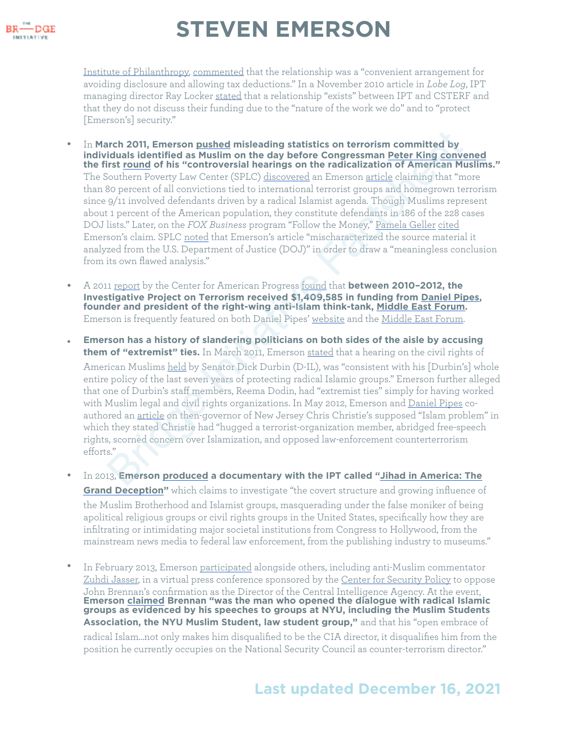Institute of Philanthropy, commented that the relationship was a "convenient arrangement for avoiding disclosure and allowing tax deductions." In a November 2010 article in *Lobe Log*, IPT managing director Ray Locker stated that a relationship "exists" between IPT and CSTERF and that they do not discuss their funding due to the "nature of the work we do" and to "protect [Emerson's] security."

- In **March 2011, Emerson pushed misleading statistics on terrorism committed by individuals identified as Muslim on the day before Congressman Peter King convened the first round of his "controversial hearings on the radicalization of American Muslims."** The Southern Poverty Law Center (SPLC) discovered an Emerson article claiming that "more than 80 percent of all convictions tied to international terrorist groups and homegrown terrorism since 9/11 involved defendants driven by a radical Islamist agenda. Though Muslims represent about 1 percent of the American population, they constitute defendants in 186 of the 228 cases DOJ lists." Later, on the *FOX Business* program "Follow the Money," Pamela Geller cited Emerson's claim. SPLC noted that Emerson's article "mischaracterized the source material it analyzed from the U.S. Department of Justice (DOJ)" in order to draw a "meaningless conclusion from its own flawed analysis."

- A 2011 report by the Center for American Progress found that **between 2010–2012, the Investigative Project on Terrorism received $1,409,585 in funding from Daniel Pipes, founder and president of the right-wing anti-Islam think-tank, Middle East Forum.** Emerson is frequently featured on both Daniel Pipes' website and the Middle East Forum.

- **Emerson has a history of slandering politicians on both sides of the aisle by accusing them of "extremist" ties.** In March 2011, Emerson stated that a hearing on the civil rights of American Muslims held by Senator Dick Durbin (D-IL), was "consistent with his [Durbin's] whole entire policy of the last seven years of protecting radical Islamic groups." Emerson further alleged that one of Durbin's staff members, Reema Dodin, had "extremist ties" simply for having worked with Muslim legal and civil rights organizations. In May 2012, Emerson and Daniel Pipes co-authored an article on then-governor of New Jersey Chris Christie's supposed "Islam problem" in which they stated Christie had "hugged a terrorist-organization member, abridged free-speech rights, scorned concern over Islamization, and opposed law-enforcement counterterrorism efforts."

- In 2013, **Emerson produced a documentary with the IPT called "Jihad in America: The Grand Deception"** which claims to investigate "the covert structure and growing influence of the Muslim Brotherhood and Islamist groups, masquerading under the false moniker of being apolitical religious groups or civil rights groups in the United States, specifically how they are infiltrating or intimidating major societal institutions from Congress to Hollywood, from the mainstream news media to federal law enforcement, from the publishing industry to museums."

- In February 2013, Emerson participated alongside others, including anti-Muslim commentator Zuhdi Jasser, in a virtual press conference sponsored by the Center for Security Policy to oppose John Brennan's confirmation as the Director of the Central Intelligence Agency. At the event, **Emerson claimed Brennan "was the man who opened the dialogue with radical Islamic groups as evidenced by his speeches to groups at NYU, including the Muslim Students Association, the NYU Muslim Student, law student group,"** and that his "open embrace of radical Islam...not only makes him disqualified to be the CIA director, it disqualifies him from the position he currently occupies on the National Security Council as counter-terrorism director."

**Last updated December 16, 2021**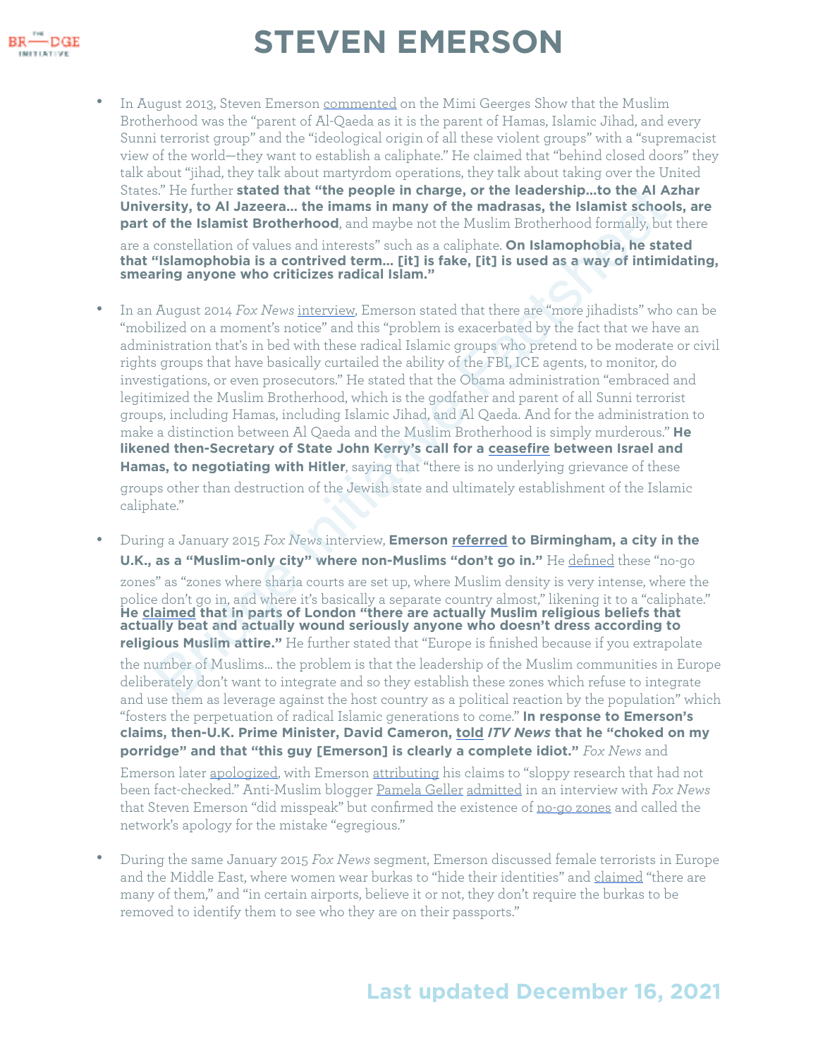# STEVEN EMERSON

- In August 2013, Steven Emerson commented on the Mimi Geerges Show that the Muslim Brotherhood was the "parent of Al-Qaeda as it is the parent of Hamas, Islamic Jihad, and every Sunni terrorist group" and the "ideological origin of all these violent groups" with a "supremacist view of the world—they want to establish a caliphate." He claimed that "behind closed doors" they talk about "jihad, they talk about martyrdom operations, they talk about taking over the United States." He further **stated that "the people in charge, or the leadership…to the Al Azhar University, to Al Jazeera… the imams in many of the madrasas, the Islamist schools, are part of the Islamist Brotherhood**, and maybe not the Muslim Brotherhood formally, but there are a constellation of values and interests" such as a caliphate. **On Islamophobia, he stated that "Islamophobia is a contrived term… [it] is fake, [it] is used as a way of intimidating, smearing anyone who criticizes radical Islam."**

- In an August 2014 *Fox News* interview, Emerson stated that there are "more jihadists" who can be "mobilized on a moment's notice" and this "problem is exacerbated by the fact that we have an administration that's in bed with these radical Islamic groups who pretend to be moderate or civil rights groups that have basically curtailed the ability of the FBI, ICE agents, to monitor, do investigations, or even prosecutors." He stated that the Obama administration "embraced and legitimized the Muslim Brotherhood, which is the godfather and parent of all Sunni terrorist groups, including Hamas, including Islamic Jihad, and Al Qaeda. And for the administration to make a distinction between Al Qaeda and the Muslim Brotherhood is simply murderous." **He likened then-Secretary of State John Kerry's call for a ceasefire between Israel and Hamas, to negotiating with Hitler**, saying that "there is no underlying grievance of these groups other than destruction of the Jewish state and ultimately establishment of the Islamic caliphate."

- During a January 2015 *Fox News* interview, **Emerson referred to Birmingham, a city in the U.K., as a "Muslim-only city" where non-Muslims "don't go in."** He defined these "no-go zones" as "zones where sharia courts are set up, where Muslim density is very intense, where the police don't go in, and where it's basically a separate country almost," likening it to a "caliphate." **He claimed that in parts of London "there are actually Muslim religious beliefs that actually beat and actually wound seriously anyone who doesn't dress according to religious Muslim attire."** He further stated that "Europe is finished because if you extrapolate the number of Muslims… the problem is that the leadership of the Muslim communities in Europe deliberately don't want to integrate and so they establish these zones which refuse to integrate and use them as leverage against the host country as a political reaction by the population" which "fosters the perpetuation of radical Islamic generations to come." **In response to Emerson's claims, then-U.K. Prime Minister, David Cameron, told *ITV News* that he "choked on my porridge" and that "this guy [Emerson] is clearly a complete idiot."** *Fox News* and Emerson later apologized, with Emerson attributing his claims to "sloppy research that had not been fact-checked." Anti-Muslim blogger Pamela Geller admitted in an interview with *Fox News* that Steven Emerson "did misspeak" but confirmed the existence of no-go zones and called the network's apology for the mistake "egregious."

- During the same January 2015 *Fox News* segment, Emerson discussed female terrorists in Europe and the Middle East, where women wear burkas to "hide their identities" and claimed "there are many of them," and "in certain airports, believe it or not, they don't require the burkas to be removed to identify them to see who they are on their passports."

**Last updated December 16, 2021**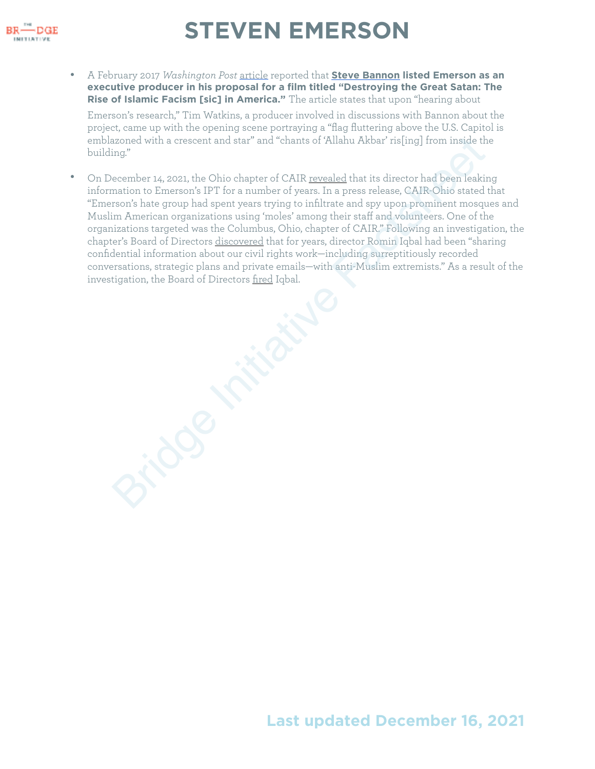- A February 2017 *Washington Post* article reported that **Steve Bannon listed Emerson as an executive producer in his proposal for a film titled "Destroying the Great Satan: The Rise of Islamic Facism [sic] in America."** The article states that upon "hearing about Emerson's research," Tim Watkins, a producer involved in discussions with Bannon about the project, came up with the opening scene portraying a "flag fluttering above the U.S. Capitol is emblazoned with a crescent and star" and "chants of 'Allahu Akbar' ris[ing] from inside the building."

- On December 14, 2021, the Ohio chapter of CAIR revealed that its director had been leaking information to Emerson's IPT for a number of years. In a press release, CAIR-Ohio stated that "Emerson's hate group had spent years trying to infiltrate and spy upon prominent mosques and Muslim American organizations using 'moles' among their staff and volunteers. One of the organizations targeted was the Columbus, Ohio, chapter of CAIR." Following an investigation, the chapter's Board of Directors discovered that for years, director Romin Iqbal had been "sharing confidential information about our civil rights work—including surreptitiously recorded conversations, strategic plans and private emails—with anti-Muslim extremists." As a result of the investigation, the Board of Directors fired Iqbal.

**Last updated December 16, 2021**